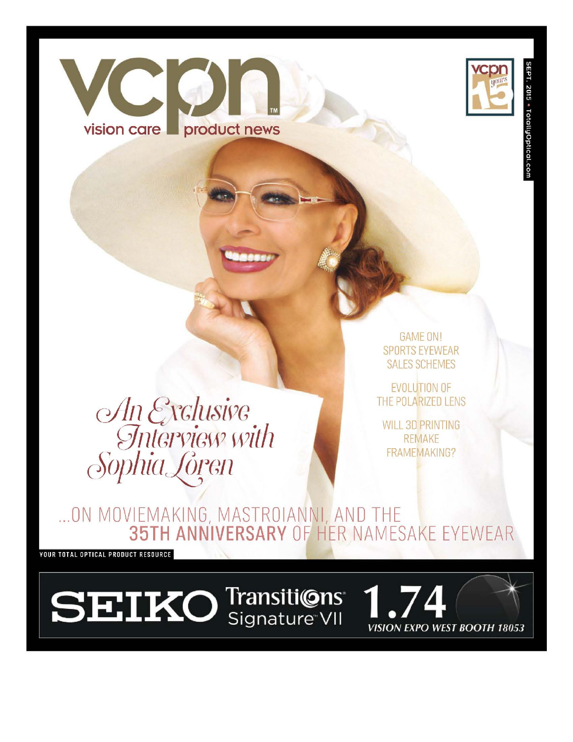# vcpn

vision care product news

vcpn 15 years

SEPT. 2015 • TotallyOptical.com

GAME ON! SPORTS EYEWEAR SALES SCHEMES

EVOLUTION OF THE POLARIZED LENS

WILL 3D PRINTING REMAKE FRAMEMAKING?

## *An Exclusive Interview with Sophia Loren*

...ON MOVIEMAKING, MASTROIANNI, AND THE **35TH ANNIVERSARY** OF HER NAMESAKE EYEWEAR

YOUR TOTAL OPTICAL PRODUCT RESOURCE

SEIKO Transitions Signature VII 1.74

VISION EXPO WEST BOOTH 18053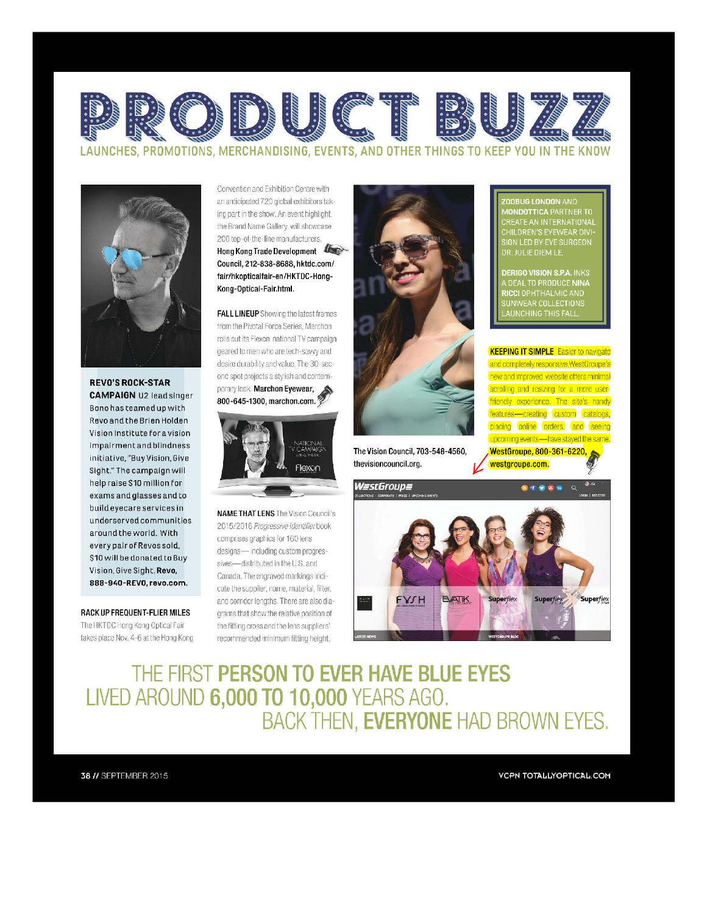# PRODUCT BUZZ

LAUNCHES, PROMOTIONS, MERCHANDISING, EVENTS, AND OTHER THINGS TO KEEP YOU IN THE KNOW

**REVO'S ROCK-STAR CAMPAIGN** U2 lead singer Bono has teamed up with Revo and the Brien Holden Vision Institute for a vision impairment and blindness initiative, "Buy Vision, Give Sight." The campaign will help raise $10 million for exams and glasses and to build eyecare services in underserved communities around the world. With every pair of Revos sold, $10 will be donated to Buy Vision, Give Sight. **Revo, 888-940-REVO, revo.com.**

**RACK UP FREQUENT-FLIER MILES** The HKTDC Hong Kong Optical Fair takes place Nov. 4-6 at the Hong Kong Convention and Exhibition Centre with an anticipated 720 global exhibitors taking part in the show. An event highlight, the Brand Name Gallery, will showcase 200 top-of-the-line manufacturers. **Hong Kong Trade Development Council, 212-838-8688, hktdc.com/fair/hkopticalfair-en/HKTDC-Hong-Kong-Optical-Fair.html.**

**FALL LINEUP** Showing the latest frames from the Pivotal Force Series, Marchon rolls out its Flexon national TV campaign geared to men who are tech-savvy and desire durability and value. The 30-second spot projects a stylish and contemporary look. **Marchon Eyewear, 800-645-1300, marchon.com.**

**NAME THAT LENS** The Vision Council's 2015/2016 *Progressive Identifier* book comprises graphics for 160 lens designs— including custom progressives—distributed in the U.S. and Canada. The engraved markings indicate the supplier, name, material, filter, and corridor lengths. There are also diagrams that show the relative position of the fitting cross and the lens suppliers' recommended minimum fitting height. **The Vision Council, 703-548-4560, thevisioncouncil.org.**

**ZOOBUG LONDON AND MONDOTTICA PARTNER TO CREATE AN INTERNATIONAL CHILDREN'S EYEWEAR DIVISION LED BY EYE SURGEON DR. JULIE DIEM LE.**

**DERIGO VISION S.P.A. INKS A DEAL TO PRODUCE NINA RICCI OPHTHALMIC AND SUNWEAR COLLECTIONS LAUNCHING THIS FALL.**

**KEEPING IT SIMPLE** Easier to navigate and completely responsive, WestGroupe's new and improved website offers minimal scrolling and resizing for a more user-friendly experience. The site's handy features—creating custom catalogs, placing online orders, and seeing upcoming events—have stayed the same. **WestGroupe, 800-361-6220, westgroupe.com.**

THE FIRST **PERSON TO EVER HAVE BLUE EYES** LIVED AROUND **6,000 TO 10,000** YEARS AGO. BACK THEN, **EVERYONE** HAD BROWN EYES.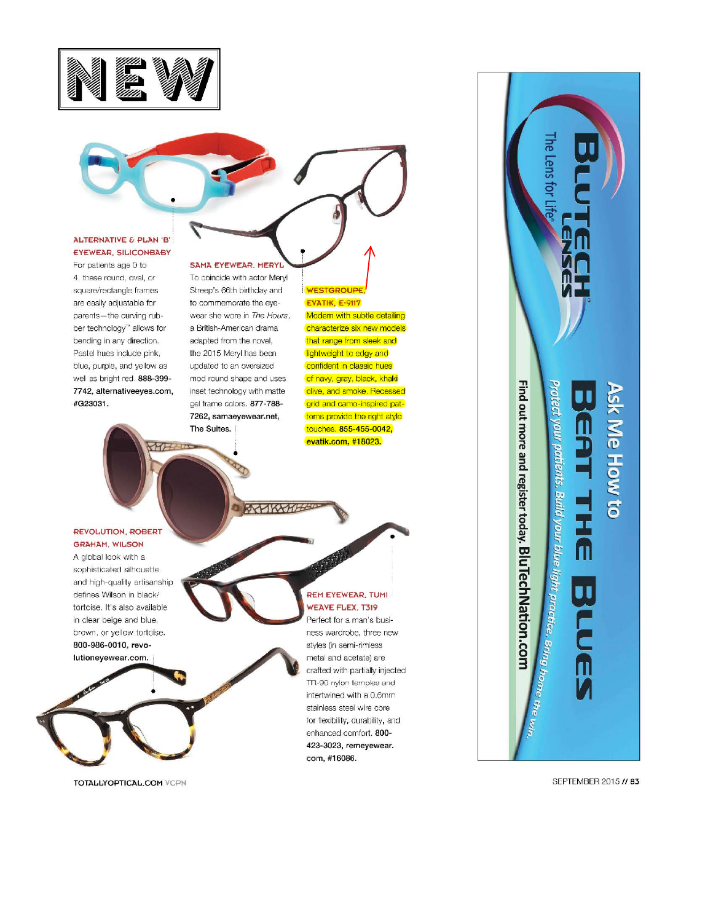# NEW

**ALTERNATIVE & PLAN 'B' EYEWEAR, SILICONBABY**

For patients age 0 to 4, these round, oval, or square/rectangle frames are easily adjustable for parents—the curving rubber technology™ allows for bending in any direction. Pastel hues include pink, blue, purple, and yellow as well as bright red. **888-399-7742, alternativeeyes.com, #G23031.**

**SAMA EYEWEAR, MERYL**

To coincide with actor Meryl Streep's 66th birthday and to commemorate the eyewear she wore in *The Hours*, a British-American drama adapted from the novel, the 2015 Meryl has been updated to an oversized mod round shape and uses inset technology with matte gel frame colors. **877-788-7262, samaeyewear.net, The Suites.**

**WESTGROUPE, EVATIK, E-9117**

Modern with subtle detailing characterize six new models that range from sleek and lightweight to edgy and confident in classic hues of navy, grey, black, khaki olive, and smoke. Recessed grid and camo-inspired patterns provide the right style touches. **855-455-0042, evatik.com, #18023.**

**REVOLUTION, ROBERT GRAHAM, WILSON**

A global look with a sophisticated silhouette and high-quality artisanship defines Wilson in black/tortoise. It's also available in clear beige and blue, brown, or yellow tortoise. **800-986-0010, revolutioneyewear.com.**

**REM EYEWEAR, TUMI WEAVE FLEX, T319**

Perfect for a man's business wardrobe, three new styles (in semi-rimless metal and acetate) are crafted with partially injected TR-90 nylon temples and intertwined with a 0.6mm stainless steel wire core for flexibility, durability, and enhanced comfort. **800-423-3023, remeyewear.com, #16086.**

---

**BluTech LENSES** The Lens for Life®

Ask Me How to **BEAT THE BLUES**

*Protect your patients. Build your blue light practice. Bring home the win.*

Find out more and register today. **BluTechNation.com**